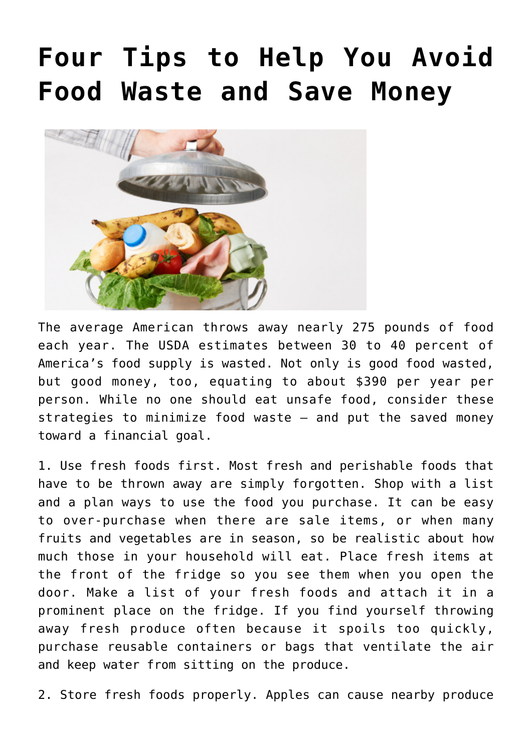# Four Tips to Help You Avoid Food Waste and Save Money

The average American throws away nearly 275 pounds of food each year. The USDA estimates between 30 to 40 percent of America's food supply is wasted. Not only is good food wasted, but good money, too, equating to about $390 per year per person. While no one should eat unsafe food, consider these strategies to minimize food waste – and put the saved money toward a financial goal.

1. Use fresh foods first. Most fresh and perishable foods that have to be thrown away are simply forgotten. Shop with a list and a plan ways to use the food you purchase. It can be easy to over-purchase when there are sale items, or when many fruits and vegetables are in season, so be realistic about how much those in your household will eat. Place fresh items at the front of the fridge so you see them when you open the door. Make a list of your fresh foods and attach it in a prominent place on the fridge. If you find yourself throwing away fresh produce often because it spoils too quickly, purchase reusable containers or bags that ventilate the air and keep water from sitting on the produce.

2. Store fresh foods properly. Apples can cause nearby produce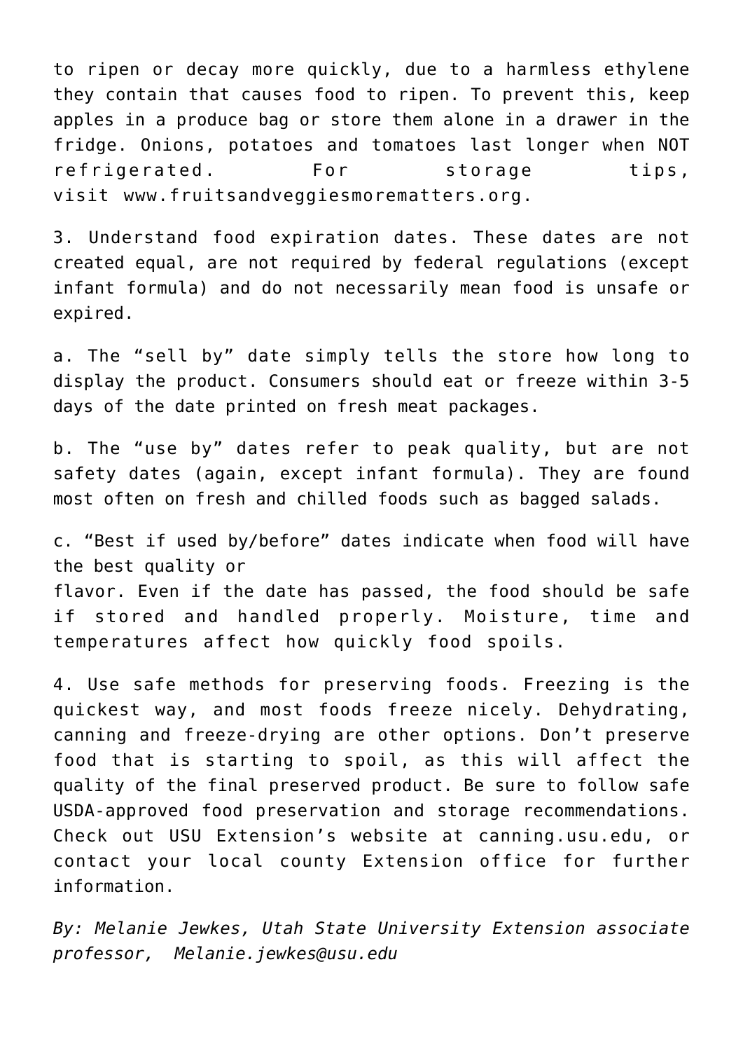to ripen or decay more quickly, due to a harmless ethylene they contain that causes food to ripen. To prevent this, keep apples in a produce bag or store them alone in a drawer in the fridge. Onions, potatoes and tomatoes last longer when NOT refrigerated. For storage tips, visit www.fruitsandveggiesmorematters.org.

3. Understand food expiration dates. These dates are not created equal, are not required by federal regulations (except infant formula) and do not necessarily mean food is unsafe or expired.

a. The "sell by" date simply tells the store how long to display the product. Consumers should eat or freeze within 3-5 days of the date printed on fresh meat packages.

b. The "use by" dates refer to peak quality, but are not safety dates (again, except infant formula). They are found most often on fresh and chilled foods such as bagged salads.

c. "Best if used by/before" dates indicate when food will have the best quality or flavor. Even if the date has passed, the food should be safe if stored and handled properly. Moisture, time and temperatures affect how quickly food spoils.

4. Use safe methods for preserving foods. Freezing is the quickest way, and most foods freeze nicely. Dehydrating, canning and freeze-drying are other options. Don't preserve food that is starting to spoil, as this will affect the quality of the final preserved product. Be sure to follow safe USDA-approved food preservation and storage recommendations. Check out USU Extension's website at canning.usu.edu, or contact your local county Extension office for further information.

*By: Melanie Jewkes, Utah State University Extension associate professor, Melanie.jewkes@usu.edu*